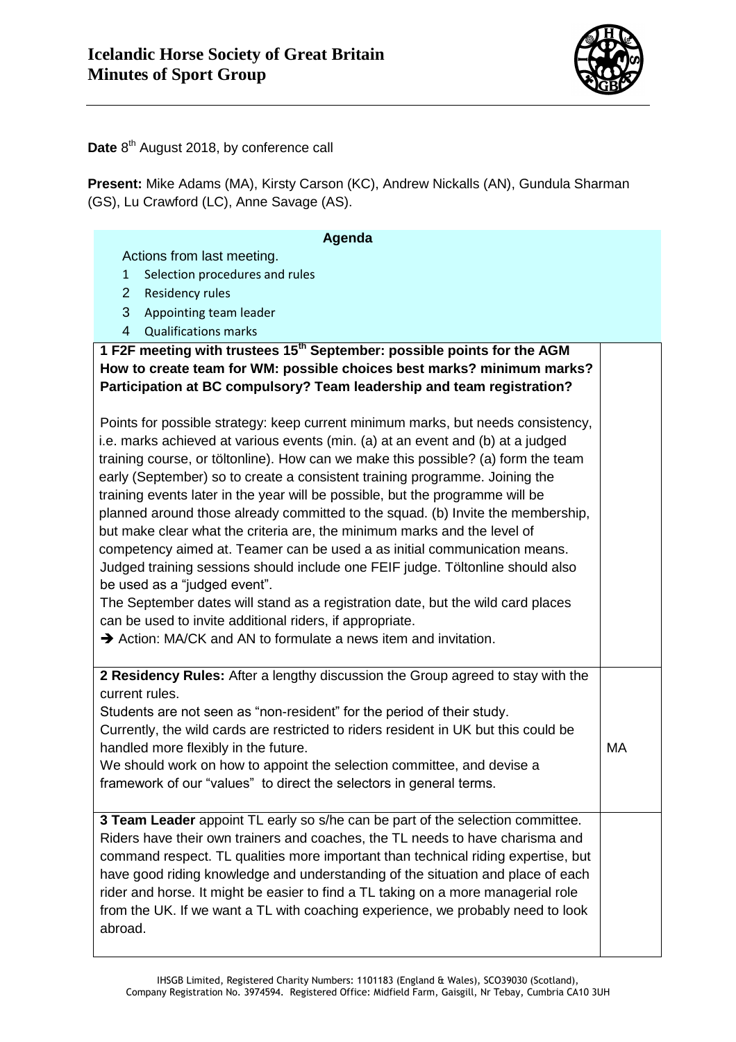# Icelandic Horse Society of Great Britain
## Minutes of Sport Group

**Date** 8th August 2018, by conference call

**Present:** Mike Adams (MA), Kirsty Carson (KC), Andrew Nickalls (AN), Gundula Sharman (GS), Lu Crawford (LC), Anne Savage (AS).

| **Agenda** | |
|---|---|
| Actions from last meeting.<br>1 Selection procedures and rules<br>2 Residency rules<br>3 Appointing team leader<br>4 Qualifications marks | |
| **1 F2F meeting with trustees 15th September: possible points for the AGM How to create team for WM: possible choices best marks? minimum marks? Participation at BC compulsory? Team leadership and team registration?**<br><br>Points for possible strategy: keep current minimum marks, but needs consistency, i.e. marks achieved at various events (min. (a) at an event and (b) at a judged training course, or töltonline). How can we make this possible? (a) form the team early (September) so to create a consistent training programme. Joining the training events later in the year will be possible, but the programme will be planned around those already committed to the squad. (b) Invite the membership, but make clear what the criteria are, the minimum marks and the level of competency aimed at. Teamer can be used a as initial communication means. Judged training sessions should include one FEIF judge. Töltonline should also be used as a "judged event".<br>The September dates will stand as a registration date, but the wild card places can be used to invite additional riders, if appropriate.<br>➔ Action: MA/CK and AN to formulate a news item and invitation. | |
| **2 Residency Rules:** After a lengthy discussion the Group agreed to stay with the current rules.<br>Students are not seen as "non-resident" for the period of their study.<br>Currently, the wild cards are restricted to riders resident in UK but this could be handled more flexibly in the future.<br>We should work on how to appoint the selection committee, and devise a framework of our "values" to direct the selectors in general terms. | MA |
| **3 Team Leader** appoint TL early so s/he can be part of the selection committee. Riders have their own trainers and coaches, the TL needs to have charisma and command respect. TL qualities more important than technical riding expertise, but have good riding knowledge and understanding of the situation and place of each rider and horse. It might be easier to find a TL taking on a more managerial role from the UK. If we want a TL with coaching experience, we probably need to look abroad. | |

IHSGB Limited, Registered Charity Numbers: 1101183 (England & Wales), SCO39030 (Scotland), Company Registration No. 3974594. Registered Office: Midfield Farm, Gaisgill, Nr Tebay, Cumbria CA10 3UH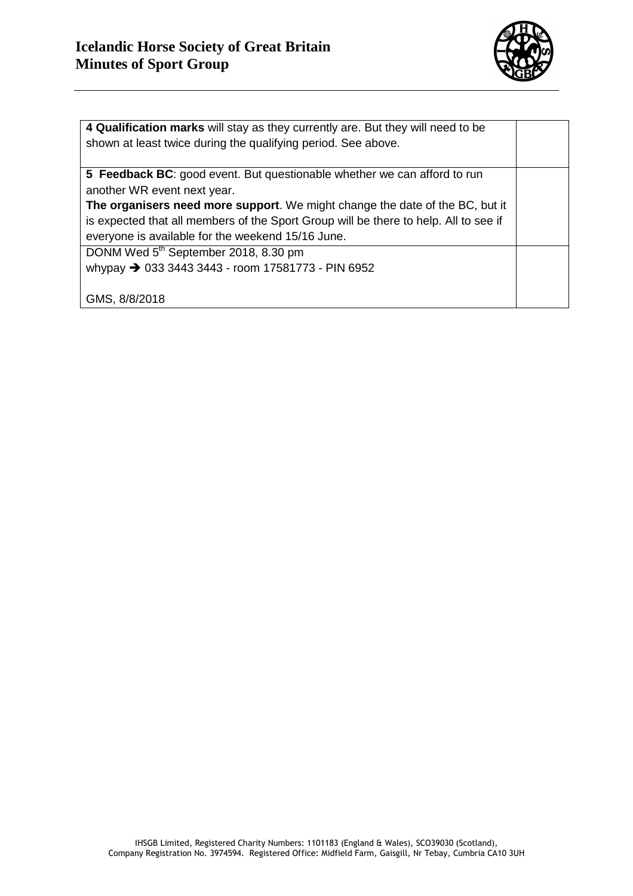| | |
|---|---|
| **4 Qualification marks** will stay as they currently are. But they will need to be shown at least twice during the qualifying period. See above. | |
| **5 Feedback BC**: good event. But questionable whether we can afford to run another WR event next year.<br>**The organisers need more support**. We might change the date of the BC, but it is expected that all members of the Sport Group will be there to help. All to see if everyone is available for the weekend 15/16 June. | |
| DONM Wed 5th September 2018, 8.30 pm<br>whypay ➔ 033 3443 3443 - room 17581773 - PIN 6952<br><br>GMS, 8/8/2018 | |